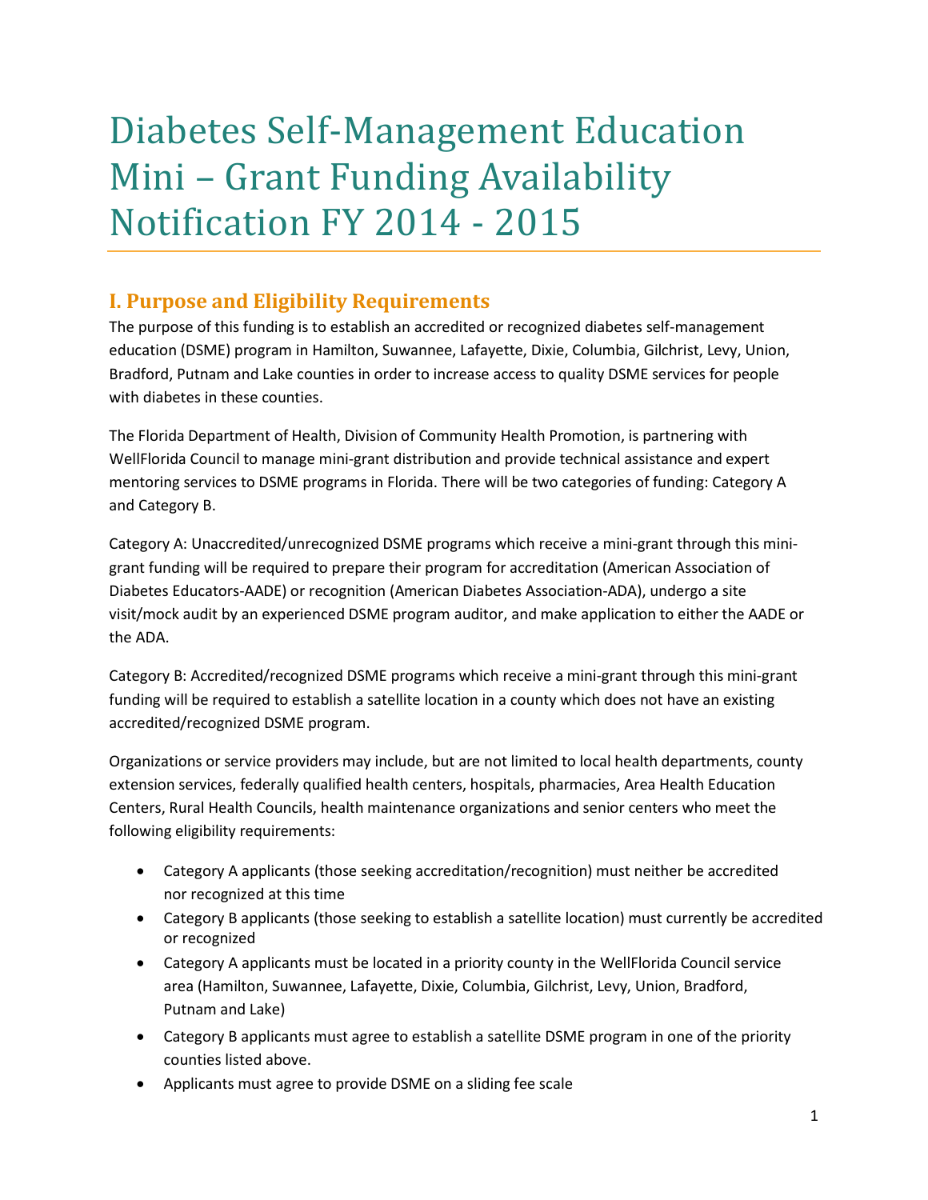# Diabetes Self-Management Education Mini – Grant Funding Availability Notification FY 2014 - 2015

## I. Purpose and Eligibility Requirements

The purpose of this funding is to establish an accredited or recognized diabetes self-management education (DSME) program in Hamilton, Suwannee, Lafayette, Dixie, Columbia, Gilchrist, Levy, Union, Bradford, Putnam and Lake counties in order to increase access to quality DSME services for people with diabetes in these counties.

The Florida Department of Health, Division of Community Health Promotion, is partnering with WellFlorida Council to manage mini-grant distribution and provide technical assistance and expert mentoring services to DSME programs in Florida. There will be two categories of funding: Category A and Category B.

Category A: Unaccredited/unrecognized DSME programs which receive a mini-grant through this mini-grant funding will be required to prepare their program for accreditation (American Association of Diabetes Educators-AADE) or recognition (American Diabetes Association-ADA), undergo a site visit/mock audit by an experienced DSME program auditor, and make application to either the AADE or the ADA.

Category B: Accredited/recognized DSME programs which receive a mini-grant through this mini-grant funding will be required to establish a satellite location in a county which does not have an existing accredited/recognized DSME program.

Organizations or service providers may include, but are not limited to local health departments, county extension services, federally qualified health centers, hospitals, pharmacies, Area Health Education Centers, Rural Health Councils, health maintenance organizations and senior centers who meet the following eligibility requirements:

- Category A applicants (those seeking accreditation/recognition) must neither be accredited nor recognized at this time
- Category B applicants (those seeking to establish a satellite location) must currently be accredited or recognized
- Category A applicants must be located in a priority county in the WellFlorida Council service area (Hamilton, Suwannee, Lafayette, Dixie, Columbia, Gilchrist, Levy, Union, Bradford, Putnam and Lake)
- Category B applicants must agree to establish a satellite DSME program in one of the priority counties listed above.
- Applicants must agree to provide DSME on a sliding fee scale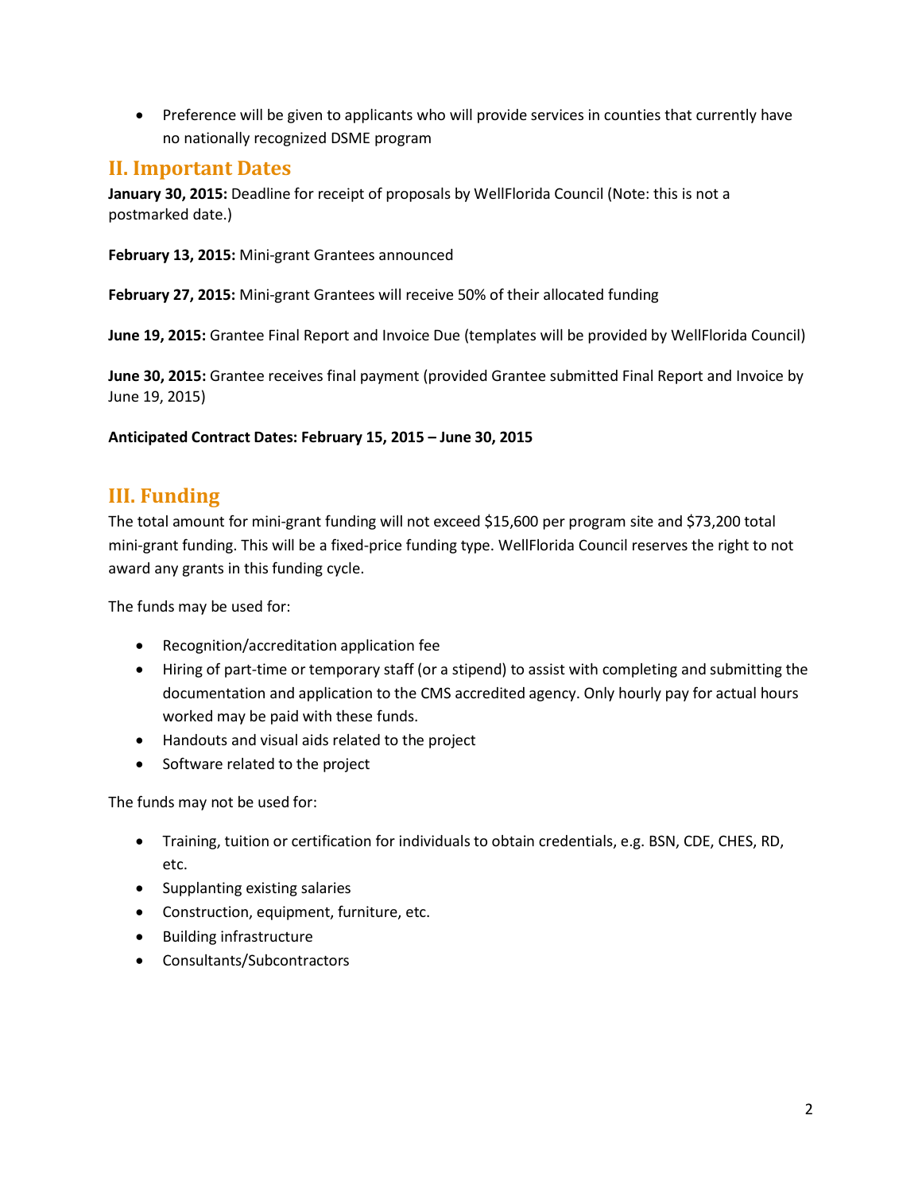- Preference will be given to applicants who will provide services in counties that currently have no nationally recognized DSME program

## II. Important Dates

**January 30, 2015:** Deadline for receipt of proposals by WellFlorida Council (Note: this is not a postmarked date.)

**February 13, 2015:** Mini-grant Grantees announced

**February 27, 2015:** Mini-grant Grantees will receive 50% of their allocated funding

**June 19, 2015:** Grantee Final Report and Invoice Due (templates will be provided by WellFlorida Council)

**June 30, 2015:** Grantee receives final payment (provided Grantee submitted Final Report and Invoice by June 19, 2015)

**Anticipated Contract Dates: February 15, 2015 – June 30, 2015**

## III. Funding

The total amount for mini-grant funding will not exceed $15,600 per program site and $73,200 total mini-grant funding. This will be a fixed-price funding type. WellFlorida Council reserves the right to not award any grants in this funding cycle.

The funds may be used for:

- Recognition/accreditation application fee
- Hiring of part-time or temporary staff (or a stipend) to assist with completing and submitting the documentation and application to the CMS accredited agency. Only hourly pay for actual hours worked may be paid with these funds.
- Handouts and visual aids related to the project
- Software related to the project

The funds may not be used for:

- Training, tuition or certification for individuals to obtain credentials, e.g. BSN, CDE, CHES, RD, etc.
- Supplanting existing salaries
- Construction, equipment, furniture, etc.
- Building infrastructure
- Consultants/Subcontractors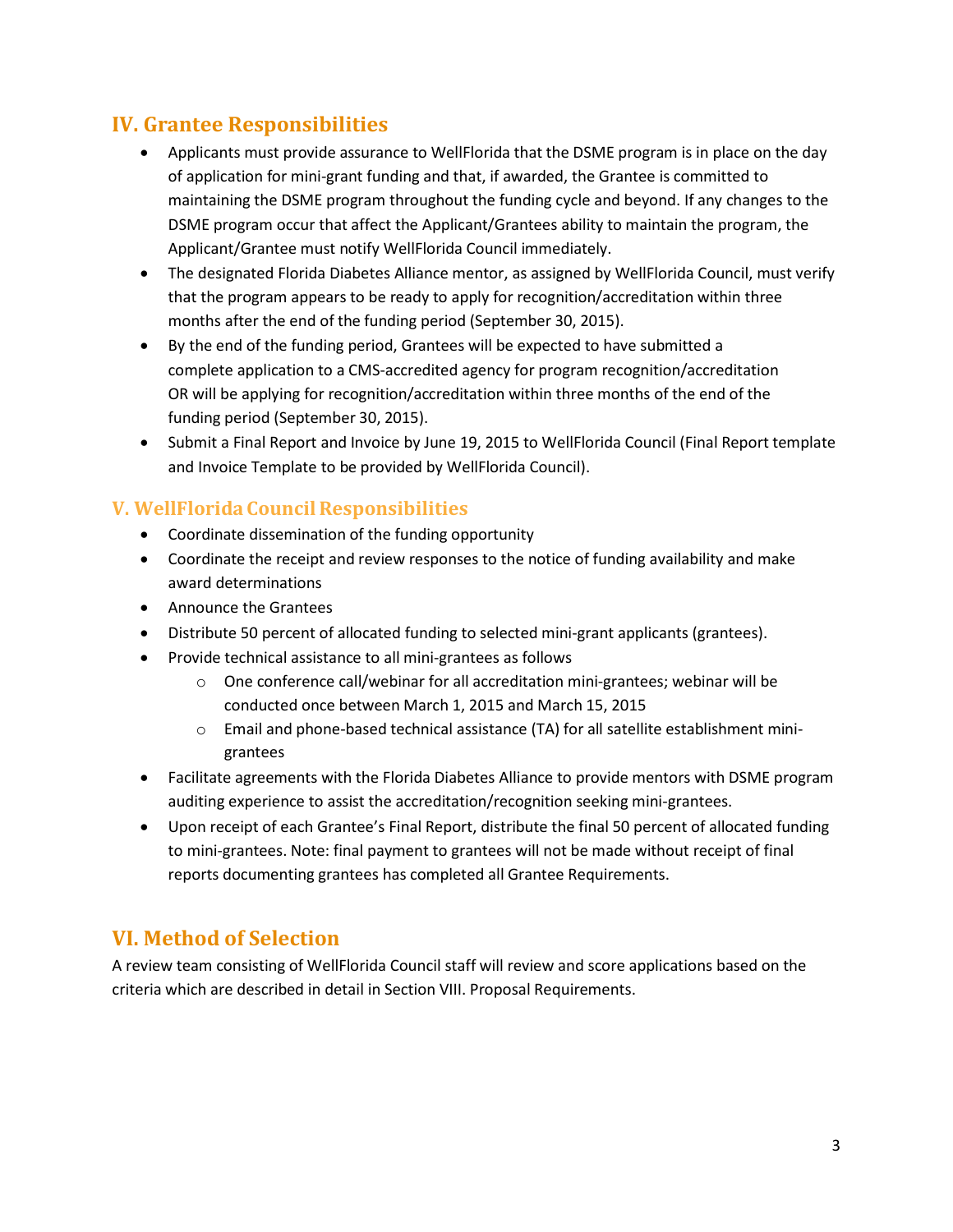## IV. Grantee Responsibilities

- Applicants must provide assurance to WellFlorida that the DSME program is in place on the day of application for mini-grant funding and that, if awarded, the Grantee is committed to maintaining the DSME program throughout the funding cycle and beyond. If any changes to the DSME program occur that affect the Applicant/Grantees ability to maintain the program, the Applicant/Grantee must notify WellFlorida Council immediately.
- The designated Florida Diabetes Alliance mentor, as assigned by WellFlorida Council, must verify that the program appears to be ready to apply for recognition/accreditation within three months after the end of the funding period (September 30, 2015).
- By the end of the funding period, Grantees will be expected to have submitted a complete application to a CMS-accredited agency for program recognition/accreditation OR will be applying for recognition/accreditation within three months of the end of the funding period (September 30, 2015).
- Submit a Final Report and Invoice by June 19, 2015 to WellFlorida Council (Final Report template and Invoice Template to be provided by WellFlorida Council).

## V. WellFlorida Council Responsibilities

- Coordinate dissemination of the funding opportunity
- Coordinate the receipt and review responses to the notice of funding availability and make award determinations
- Announce the Grantees
- Distribute 50 percent of allocated funding to selected mini-grant applicants (grantees).
- Provide technical assistance to all mini-grantees as follows
  - One conference call/webinar for all accreditation mini-grantees; webinar will be conducted once between March 1, 2015 and March 15, 2015
  - Email and phone-based technical assistance (TA) for all satellite establishment mini-grantees
- Facilitate agreements with the Florida Diabetes Alliance to provide mentors with DSME program auditing experience to assist the accreditation/recognition seeking mini-grantees.
- Upon receipt of each Grantee's Final Report, distribute the final 50 percent of allocated funding to mini-grantees. Note: final payment to grantees will not be made without receipt of final reports documenting grantees has completed all Grantee Requirements.

## VI. Method of Selection

A review team consisting of WellFlorida Council staff will review and score applications based on the criteria which are described in detail in Section VIII. Proposal Requirements.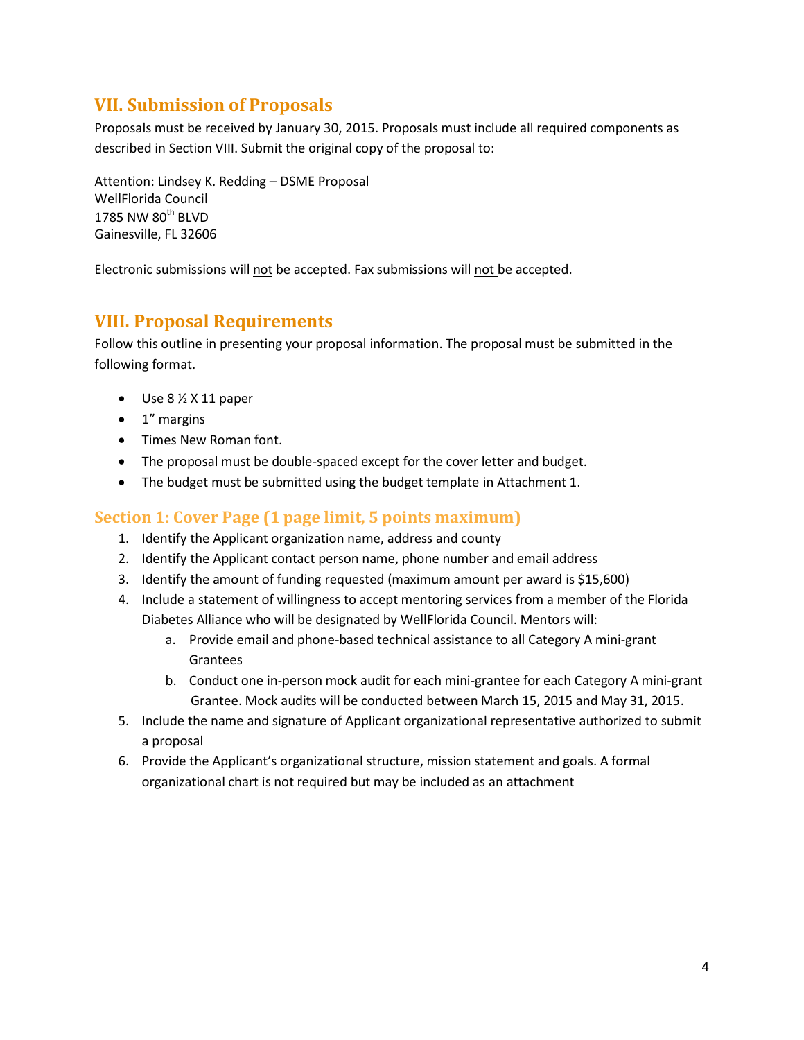## VII. Submission of Proposals

Proposals must be received by January 30, 2015. Proposals must include all required components as described in Section VIII. Submit the original copy of the proposal to:

Attention: Lindsey K. Redding – DSME Proposal
WellFlorida Council
1785 NW 80th BLVD
Gainesville, FL 32606

Electronic submissions will not be accepted. Fax submissions will not be accepted.

## VIII. Proposal Requirements

Follow this outline in presenting your proposal information. The proposal must be submitted in the following format.

- Use 8 ½ X 11 paper
- 1" margins
- Times New Roman font.
- The proposal must be double-spaced except for the cover letter and budget.
- The budget must be submitted using the budget template in Attachment 1.

### Section 1: Cover Page (1 page limit, 5 points maximum)

1. Identify the Applicant organization name, address and county
2. Identify the Applicant contact person name, phone number and email address
3. Identify the amount of funding requested (maximum amount per award is $15,600)
4. Include a statement of willingness to accept mentoring services from a member of the Florida Diabetes Alliance who will be designated by WellFlorida Council. Mentors will:
   a. Provide email and phone-based technical assistance to all Category A mini-grant Grantees
   b. Conduct one in-person mock audit for each mini-grantee for each Category A mini-grant Grantee. Mock audits will be conducted between March 15, 2015 and May 31, 2015.
5. Include the name and signature of Applicant organizational representative authorized to submit a proposal
6. Provide the Applicant's organizational structure, mission statement and goals. A formal organizational chart is not required but may be included as an attachment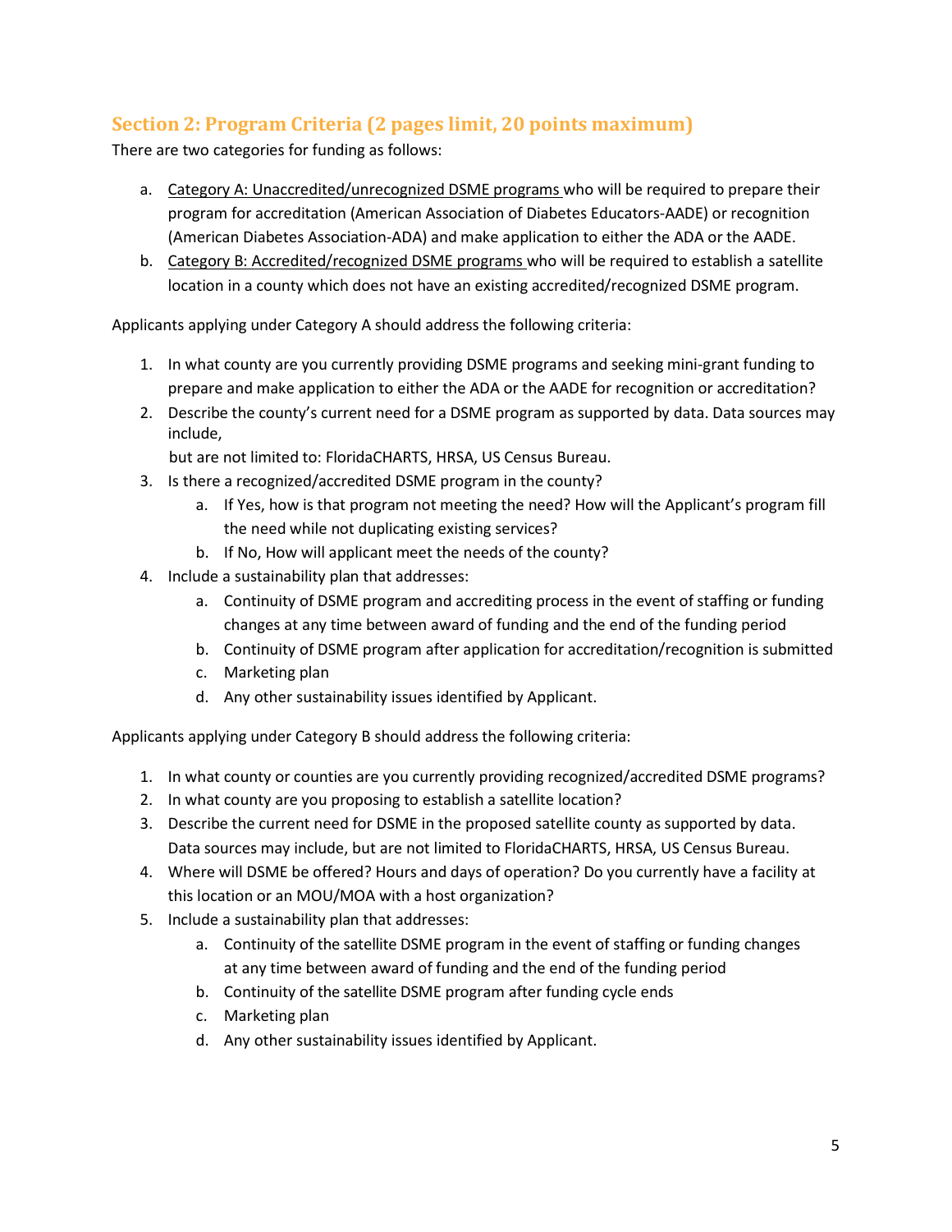## Section 2: Program Criteria (2 pages limit, 20 points maximum)

There are two categories for funding as follows:

a. Category A: Unaccredited/unrecognized DSME programs who will be required to prepare their program for accreditation (American Association of Diabetes Educators-AADE) or recognition (American Diabetes Association-ADA) and make application to either the ADA or the AADE.
b. Category B: Accredited/recognized DSME programs who will be required to establish a satellite location in a county which does not have an existing accredited/recognized DSME program.

Applicants applying under Category A should address the following criteria:

1. In what county are you currently providing DSME programs and seeking mini-grant funding to prepare and make application to either the ADA or the AADE for recognition or accreditation?
2. Describe the county's current need for a DSME program as supported by data. Data sources may include, but are not limited to: FloridaCHARTS, HRSA, US Census Bureau.
3. Is there a recognized/accredited DSME program in the county?
   a. If Yes, how is that program not meeting the need? How will the Applicant's program fill the need while not duplicating existing services?
   b. If No, How will applicant meet the needs of the county?
4. Include a sustainability plan that addresses:
   a. Continuity of DSME program and accrediting process in the event of staffing or funding changes at any time between award of funding and the end of the funding period
   b. Continuity of DSME program after application for accreditation/recognition is submitted
   c. Marketing plan
   d. Any other sustainability issues identified by Applicant.

Applicants applying under Category B should address the following criteria:

1. In what county or counties are you currently providing recognized/accredited DSME programs?
2. In what county are you proposing to establish a satellite location?
3. Describe the current need for DSME in the proposed satellite county as supported by data. Data sources may include, but are not limited to FloridaCHARTS, HRSA, US Census Bureau.
4. Where will DSME be offered? Hours and days of operation? Do you currently have a facility at this location or an MOU/MOA with a host organization?
5. Include a sustainability plan that addresses:
   a. Continuity of the satellite DSME program in the event of staffing or funding changes at any time between award of funding and the end of the funding period
   b. Continuity of the satellite DSME program after funding cycle ends
   c. Marketing plan
   d. Any other sustainability issues identified by Applicant.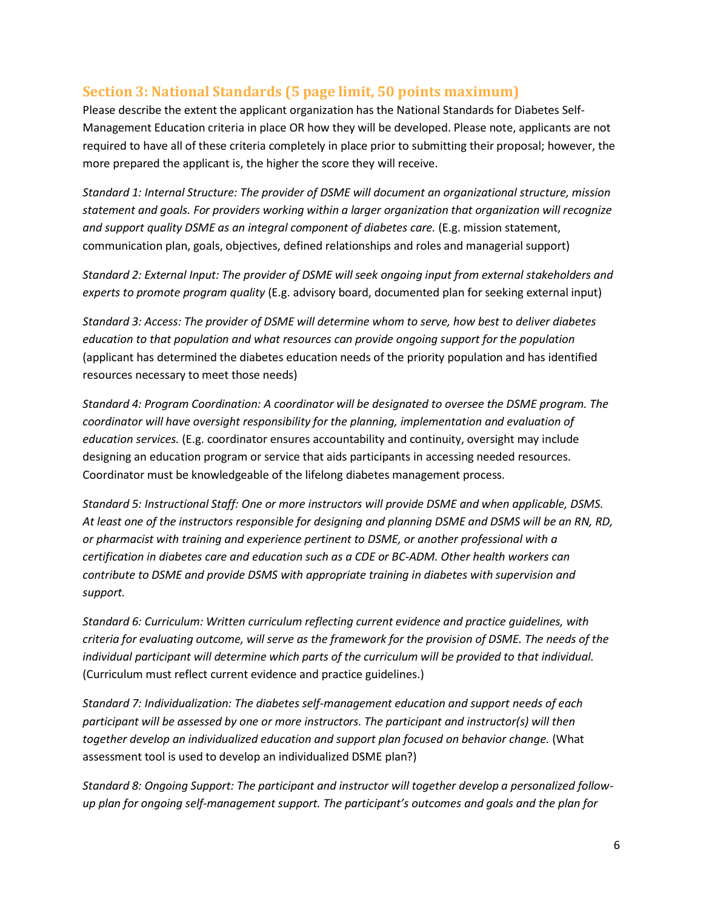## Section 3: National Standards (5 page limit, 50 points maximum)

Please describe the extent the applicant organization has the National Standards for Diabetes Self-Management Education criteria in place OR how they will be developed. Please note, applicants are not required to have all of these criteria completely in place prior to submitting their proposal; however, the more prepared the applicant is, the higher the score they will receive.

*Standard 1: Internal Structure: The provider of DSME will document an organizational structure, mission statement and goals. For providers working within a larger organization that organization will recognize and support quality DSME as an integral component of diabetes care.* (E.g. mission statement, communication plan, goals, objectives, defined relationships and roles and managerial support)

*Standard 2: External Input: The provider of DSME will seek ongoing input from external stakeholders and experts to promote program quality* (E.g. advisory board, documented plan for seeking external input)

*Standard 3: Access: The provider of DSME will determine whom to serve, how best to deliver diabetes education to that population and what resources can provide ongoing support for the population* (applicant has determined the diabetes education needs of the priority population and has identified resources necessary to meet those needs)

*Standard 4: Program Coordination: A coordinator will be designated to oversee the DSME program. The coordinator will have oversight responsibility for the planning, implementation and evaluation of education services.* (E.g. coordinator ensures accountability and continuity, oversight may include designing an education program or service that aids participants in accessing needed resources. Coordinator must be knowledgeable of the lifelong diabetes management process.

*Standard 5: Instructional Staff: One or more instructors will provide DSME and when applicable, DSMS. At least one of the instructors responsible for designing and planning DSME and DSMS will be an RN, RD, or pharmacist with training and experience pertinent to DSME, or another professional with a certification in diabetes care and education such as a CDE or BC-ADM. Other health workers can contribute to DSME and provide DSMS with appropriate training in diabetes with supervision and support.*

*Standard 6: Curriculum: Written curriculum reflecting current evidence and practice guidelines, with criteria for evaluating outcome, will serve as the framework for the provision of DSME. The needs of the individual participant will determine which parts of the curriculum will be provided to that individual.* (Curriculum must reflect current evidence and practice guidelines.)

*Standard 7: Individualization: The diabetes self-management education and support needs of each participant will be assessed by one or more instructors. The participant and instructor(s) will then together develop an individualized education and support plan focused on behavior change.* (What assessment tool is used to develop an individualized DSME plan?)

*Standard 8: Ongoing Support: The participant and instructor will together develop a personalized follow-up plan for ongoing self-management support. The participant's outcomes and goals and the plan for*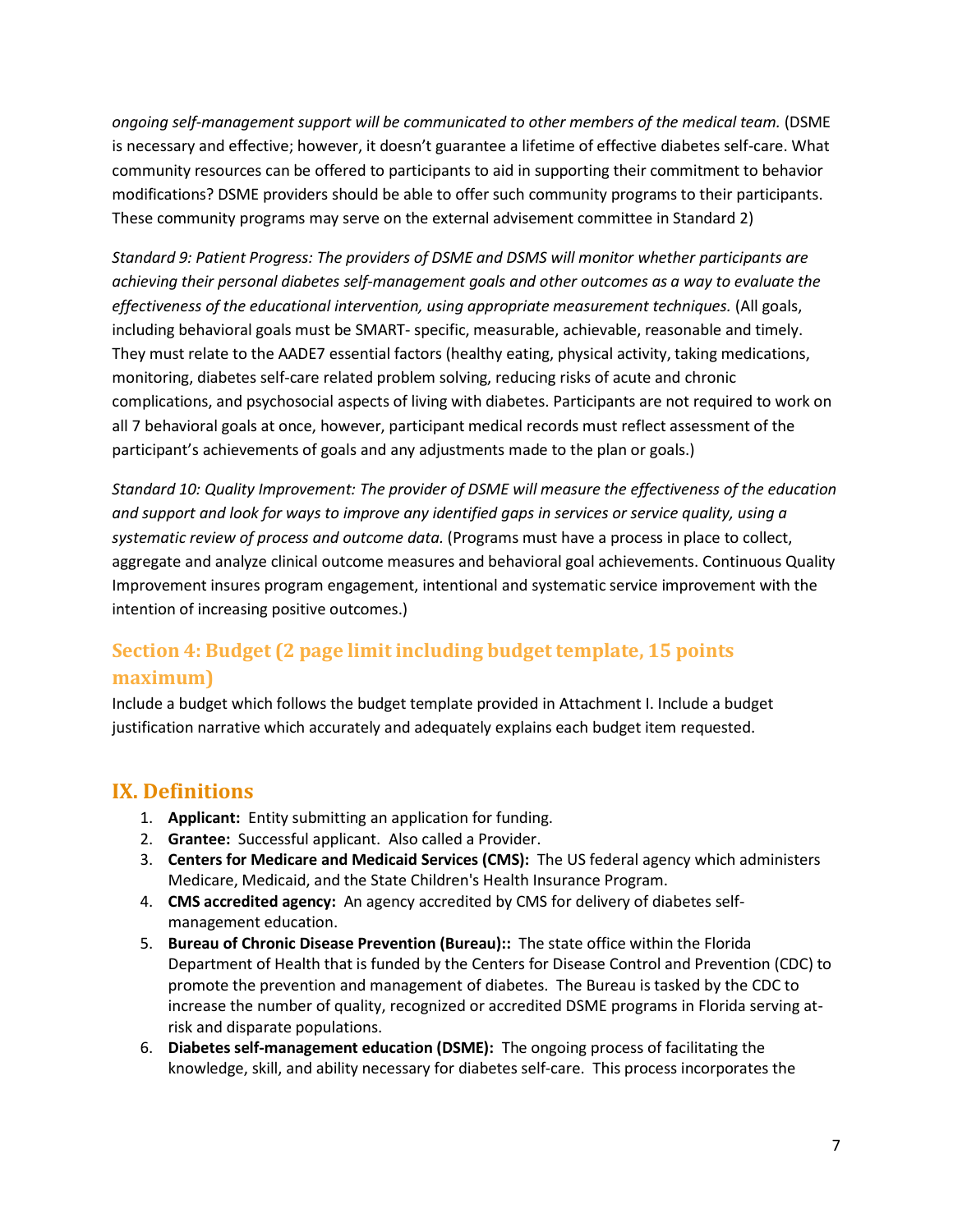*ongoing self-management support will be communicated to other members of the medical team.* (DSME is necessary and effective; however, it doesn't guarantee a lifetime of effective diabetes self-care. What community resources can be offered to participants to aid in supporting their commitment to behavior modifications? DSME providers should be able to offer such community programs to their participants. These community programs may serve on the external advisement committee in Standard 2)

*Standard 9: Patient Progress: The providers of DSME and DSMS will monitor whether participants are achieving their personal diabetes self-management goals and other outcomes as a way to evaluate the effectiveness of the educational intervention, using appropriate measurement techniques.* (All goals, including behavioral goals must be SMART- specific, measurable, achievable, reasonable and timely. They must relate to the AADE7 essential factors (healthy eating, physical activity, taking medications, monitoring, diabetes self-care related problem solving, reducing risks of acute and chronic complications, and psychosocial aspects of living with diabetes. Participants are not required to work on all 7 behavioral goals at once, however, participant medical records must reflect assessment of the participant's achievements of goals and any adjustments made to the plan or goals.)

*Standard 10: Quality Improvement: The provider of DSME will measure the effectiveness of the education and support and look for ways to improve any identified gaps in services or service quality, using a systematic review of process and outcome data.* (Programs must have a process in place to collect, aggregate and analyze clinical outcome measures and behavioral goal achievements. Continuous Quality Improvement insures program engagement, intentional and systematic service improvement with the intention of increasing positive outcomes.)

### Section 4: Budget (2 page limit including budget template, 15 points maximum)

Include a budget which follows the budget template provided in Attachment I. Include a budget justification narrative which accurately and adequately explains each budget item requested.

## IX. Definitions

1. **Applicant:** Entity submitting an application for funding.
2. **Grantee:** Successful applicant. Also called a Provider.
3. **Centers for Medicare and Medicaid Services (CMS):** The US federal agency which administers Medicare, Medicaid, and the State Children's Health Insurance Program.
4. **CMS accredited agency:** An agency accredited by CMS for delivery of diabetes self-management education.
5. **Bureau of Chronic Disease Prevention (Bureau)::** The state office within the Florida Department of Health that is funded by the Centers for Disease Control and Prevention (CDC) to promote the prevention and management of diabetes. The Bureau is tasked by the CDC to increase the number of quality, recognized or accredited DSME programs in Florida serving at-risk and disparate populations.
6. **Diabetes self-management education (DSME):** The ongoing process of facilitating the knowledge, skill, and ability necessary for diabetes self-care. This process incorporates the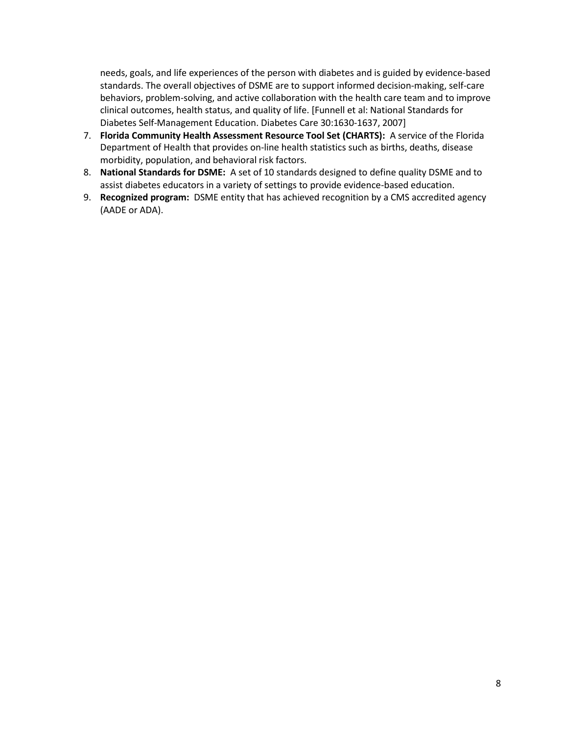needs, goals, and life experiences of the person with diabetes and is guided by evidence-based standards. The overall objectives of DSME are to support informed decision-making, self-care behaviors, problem-solving, and active collaboration with the health care team and to improve clinical outcomes, health status, and quality of life. [Funnell et al: National Standards for Diabetes Self-Management Education. Diabetes Care 30:1630-1637, 2007]

7. **Florida Community Health Assessment Resource Tool Set (CHARTS):** A service of the Florida Department of Health that provides on-line health statistics such as births, deaths, disease morbidity, population, and behavioral risk factors.
8. **National Standards for DSME:** A set of 10 standards designed to define quality DSME and to assist diabetes educators in a variety of settings to provide evidence-based education.
9. **Recognized program:** DSME entity that has achieved recognition by a CMS accredited agency (AADE or ADA).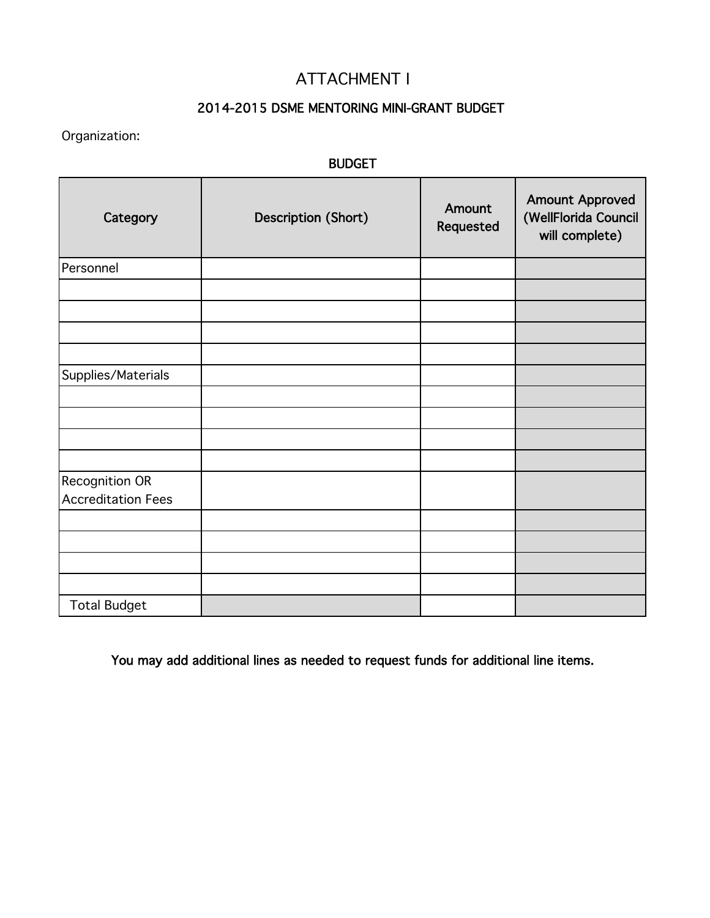# ATTACHMENT I

## 2014-2015 DSME MENTORING MINI-GRANT BUDGET

Organization:

**BUDGET**

| Category | Description (Short) | Amount Requested | Amount Approved (WellFlorida Council will complete) |
|---|---|---|---|
| Personnel | | | |
| | | | |
| | | | |
| | | | |
| | | | |
| Supplies/Materials | | | |
| | | | |
| | | | |
| | | | |
| | | | |
| Recognition OR Accreditation Fees | | | |
| | | | |
| | | | |
| | | | |
| | | | |
| Total Budget | | | |

**You may add additional lines as needed to request funds for additional line items.**